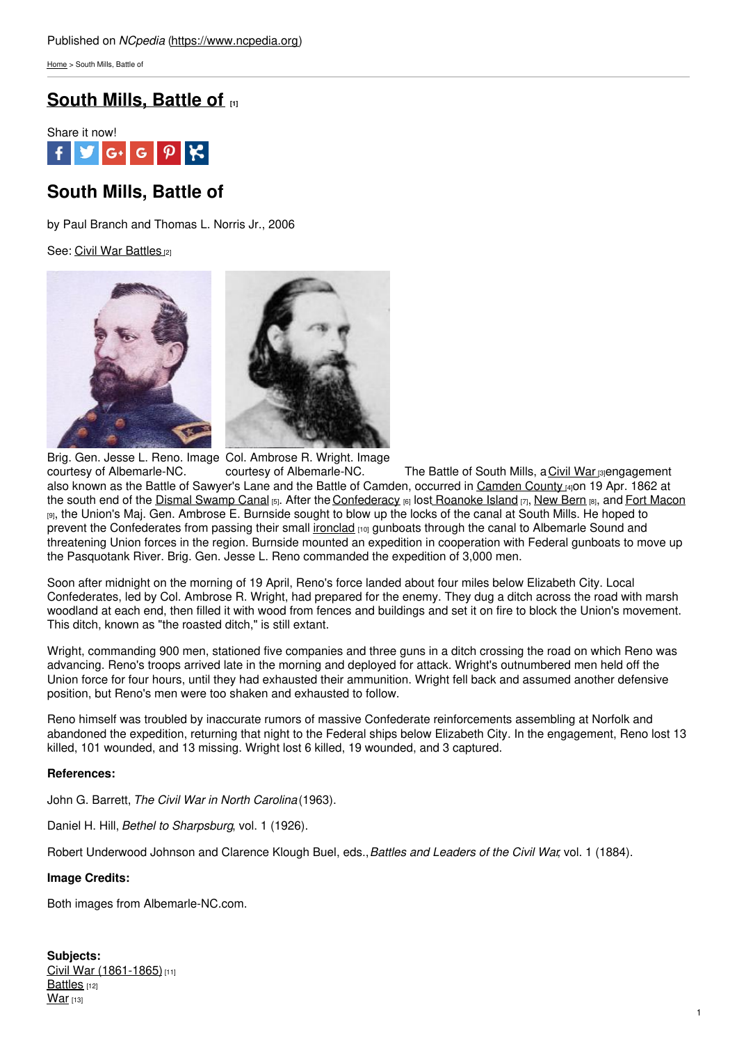Published on *NCpedia* (https://www.ncpedia.org)

Home > South Mills, Battle of

# South Mills, Battle of [1]

Share it now!

## South Mills, Battle of

by Paul Branch and Thomas L. Norris Jr., 2006

See: Civil War Battles [2]

Brig. Gen. Jesse L. Reno. Image courtesy of Albemarle-NC.

Col. Ambrose R. Wright. Image courtesy of Albemarle-NC.

The Battle of South Mills, a Civil War [3] engagement also known as the Battle of Sawyer's Lane and the Battle of Camden, occurred in Camden County [4] on 19 Apr. 1862 at the south end of the Dismal Swamp Canal [5]. After the Confederacy [6] lost Roanoke Island [7], New Bern [8], and Fort Macon [9], the Union's Maj. Gen. Ambrose E. Burnside sought to blow up the locks of the canal at South Mills. He hoped to prevent the Confederates from passing their small ironclad [10] gunboats through the canal to Albemarle Sound and threatening Union forces in the region. Burnside mounted an expedition in cooperation with Federal gunboats to move up the Pasquotank River. Brig. Gen. Jesse L. Reno commanded the expedition of 3,000 men.

Soon after midnight on the morning of 19 April, Reno's force landed about four miles below Elizabeth City. Local Confederates, led by Col. Ambrose R. Wright, had prepared for the enemy. They dug a ditch across the road with marsh woodland at each end, then filled it with wood from fences and buildings and set it on fire to block the Union's movement. This ditch, known as "the roasted ditch," is still extant.

Wright, commanding 900 men, stationed five companies and three guns in a ditch crossing the road on which Reno was advancing. Reno's troops arrived late in the morning and deployed for attack. Wright's outnumbered men held off the Union force for four hours, until they had exhausted their ammunition. Wright fell back and assumed another defensive position, but Reno's men were too shaken and exhausted to follow.

Reno himself was troubled by inaccurate rumors of massive Confederate reinforcements assembling at Norfolk and abandoned the expedition, returning that night to the Federal ships below Elizabeth City. In the engagement, Reno lost 13 killed, 101 wounded, and 13 missing. Wright lost 6 killed, 19 wounded, and 3 captured.

**References:**

John G. Barrett, *The Civil War in North Carolina* (1963).

Daniel H. Hill, *Bethel to Sharpsburg*, vol. 1 (1926).

Robert Underwood Johnson and Clarence Klough Buel, eds., *Battles and Leaders of the Civil War*, vol. 1 (1884).

**Image Credits:**

Both images from Albemarle-NC.com.

**Subjects:**
Civil War (1861-1865) [11]
Battles [12]
War [13]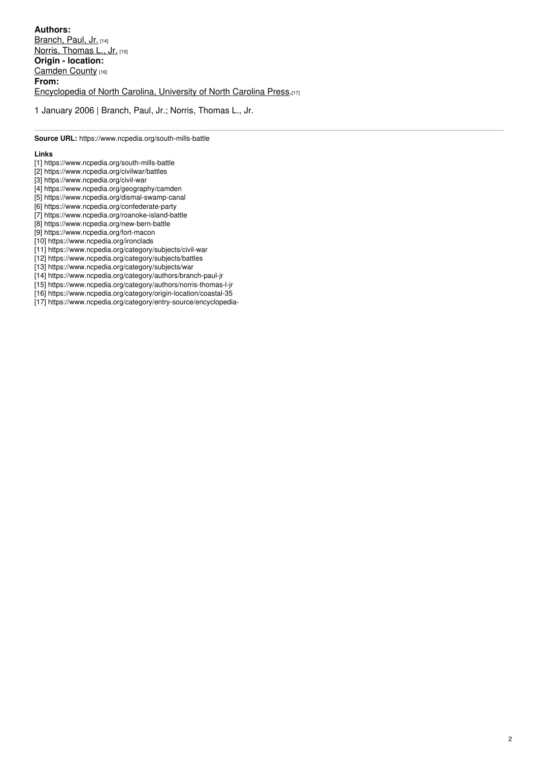**Authors:**
Branch, Paul, Jr. [14]
Norris, Thomas L., Jr. [15]
**Origin - location:**
Camden County [16]
**From:**
Encyclopedia of North Carolina, University of North Carolina Press.[17]

1 January 2006 | Branch, Paul, Jr.; Norris, Thomas L., Jr.

---

**Source URL:** https://www.ncpedia.org/south-mills-battle

**Links**
[1] https://www.ncpedia.org/south-mills-battle
[2] https://www.ncpedia.org/civilwar/battles
[3] https://www.ncpedia.org/civil-war
[4] https://www.ncpedia.org/geography/camden
[5] https://www.ncpedia.org/dismal-swamp-canal
[6] https://www.ncpedia.org/confederate-party
[7] https://www.ncpedia.org/roanoke-island-battle
[8] https://www.ncpedia.org/new-bern-battle
[9] https://www.ncpedia.org/fort-macon
[10] https://www.ncpedia.org/ironclads
[11] https://www.ncpedia.org/category/subjects/civil-war
[12] https://www.ncpedia.org/category/subjects/battles
[13] https://www.ncpedia.org/category/subjects/war
[14] https://www.ncpedia.org/category/authors/branch-paul-jr
[15] https://www.ncpedia.org/category/authors/norris-thomas-l-jr
[16] https://www.ncpedia.org/category/origin-location/coastal-35
[17] https://www.ncpedia.org/category/entry-source/encyclopedia-